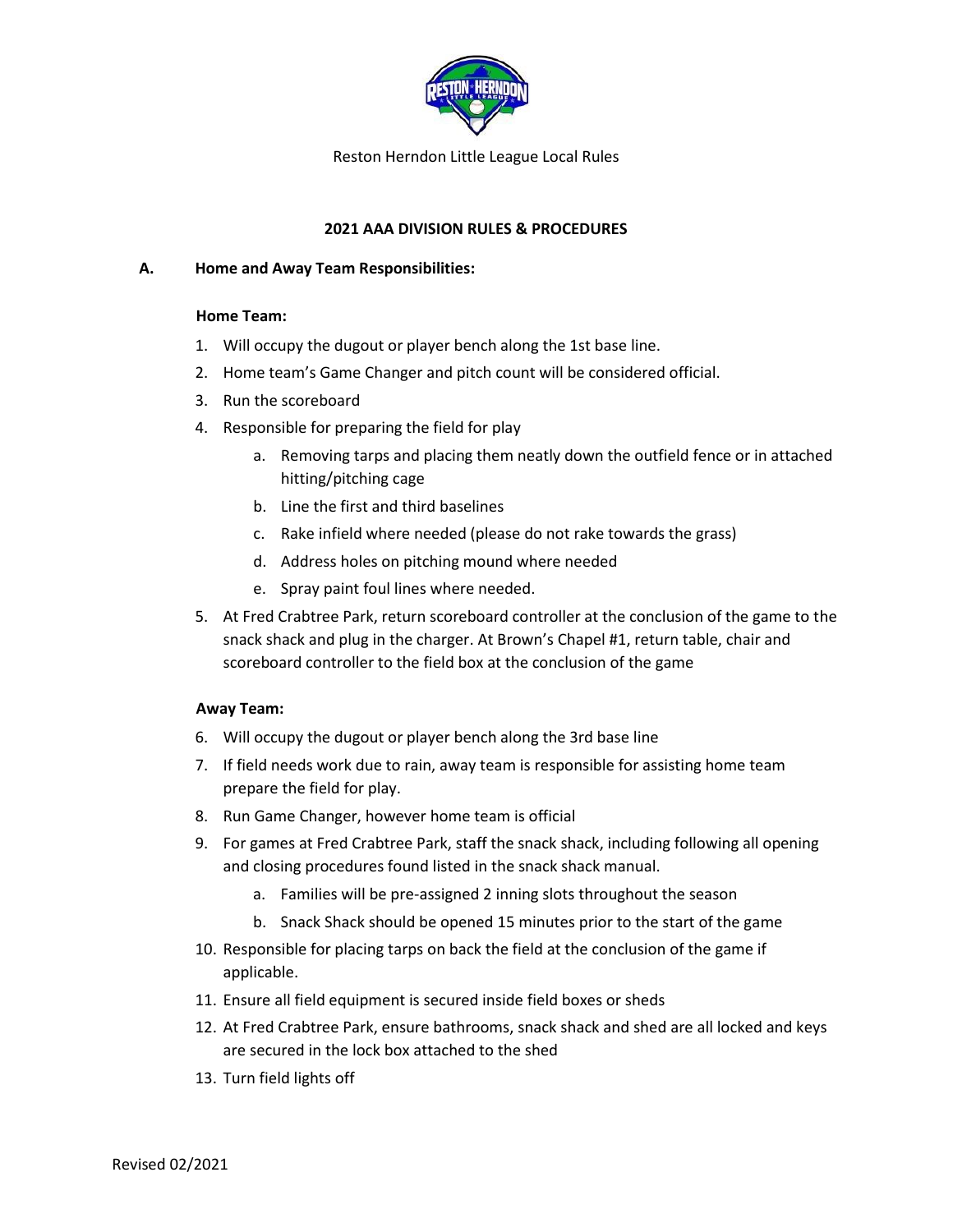Reston Herndon Little League Local Rules

## 2021 AAA DIVISION RULES & PROCEDURES

### A. Home and Away Team Responsibilities:

**Home Team:**

1. Will occupy the dugout or player bench along the 1st base line.
2. Home team's Game Changer and pitch count will be considered official.
3. Run the scoreboard
4. Responsible for preparing the field for play
   a. Removing tarps and placing them neatly down the outfield fence or in attached hitting/pitching cage
   b. Line the first and third baselines
   c. Rake infield where needed (please do not rake towards the grass)
   d. Address holes on pitching mound where needed
   e. Spray paint foul lines where needed.
5. At Fred Crabtree Park, return scoreboard controller at the conclusion of the game to the snack shack and plug in the charger. At Brown's Chapel #1, return table, chair and scoreboard controller to the field box at the conclusion of the game

**Away Team:**

6. Will occupy the dugout or player bench along the 3rd base line
7. If field needs work due to rain, away team is responsible for assisting home team prepare the field for play.
8. Run Game Changer, however home team is official
9. For games at Fred Crabtree Park, staff the snack shack, including following all opening and closing procedures found listed in the snack shack manual.
   a. Families will be pre-assigned 2 inning slots throughout the season
   b. Snack Shack should be opened 15 minutes prior to the start of the game
10. Responsible for placing tarps on back the field at the conclusion of the game if applicable.
11. Ensure all field equipment is secured inside field boxes or sheds
12. At Fred Crabtree Park, ensure bathrooms, snack shack and shed are all locked and keys are secured in the lock box attached to the shed
13. Turn field lights off

Revised 02/2021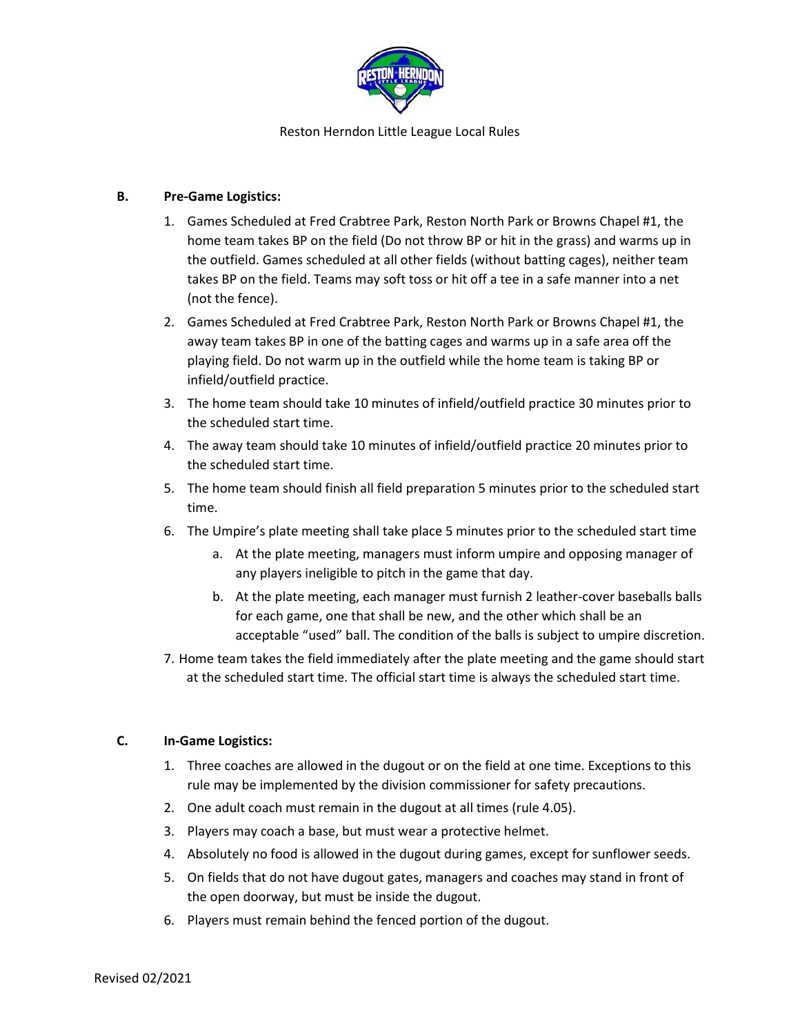Reston Herndon Little League Local Rules

## B. Pre-Game Logistics:

1. Games Scheduled at Fred Crabtree Park, Reston North Park or Browns Chapel #1, the home team takes BP on the field (Do not throw BP or hit in the grass) and warms up in the outfield. Games scheduled at all other fields (without batting cages), neither team takes BP on the field. Teams may soft toss or hit off a tee in a safe manner into a net (not the fence).
2. Games Scheduled at Fred Crabtree Park, Reston North Park or Browns Chapel #1, the away team takes BP in one of the batting cages and warms up in a safe area off the playing field. Do not warm up in the outfield while the home team is taking BP or infield/outfield practice.
3. The home team should take 10 minutes of infield/outfield practice 30 minutes prior to the scheduled start time.
4. The away team should take 10 minutes of infield/outfield practice 20 minutes prior to the scheduled start time.
5. The home team should finish all field preparation 5 minutes prior to the scheduled start time.
6. The Umpire's plate meeting shall take place 5 minutes prior to the scheduled start time
   a. At the plate meeting, managers must inform umpire and opposing manager of any players ineligible to pitch in the game that day.
   b. At the plate meeting, each manager must furnish 2 leather-cover baseballs balls for each game, one that shall be new, and the other which shall be an acceptable "used" ball. The condition of the balls is subject to umpire discretion.
7. Home team takes the field immediately after the plate meeting and the game should start at the scheduled start time. The official start time is always the scheduled start time.

## C. In-Game Logistics:

1. Three coaches are allowed in the dugout or on the field at one time. Exceptions to this rule may be implemented by the division commissioner for safety precautions.
2. One adult coach must remain in the dugout at all times (rule 4.05).
3. Players may coach a base, but must wear a protective helmet.
4. Absolutely no food is allowed in the dugout during games, except for sunflower seeds.
5. On fields that do not have dugout gates, managers and coaches may stand in front of the open doorway, but must be inside the dugout.
6. Players must remain behind the fenced portion of the dugout.

Revised 02/2021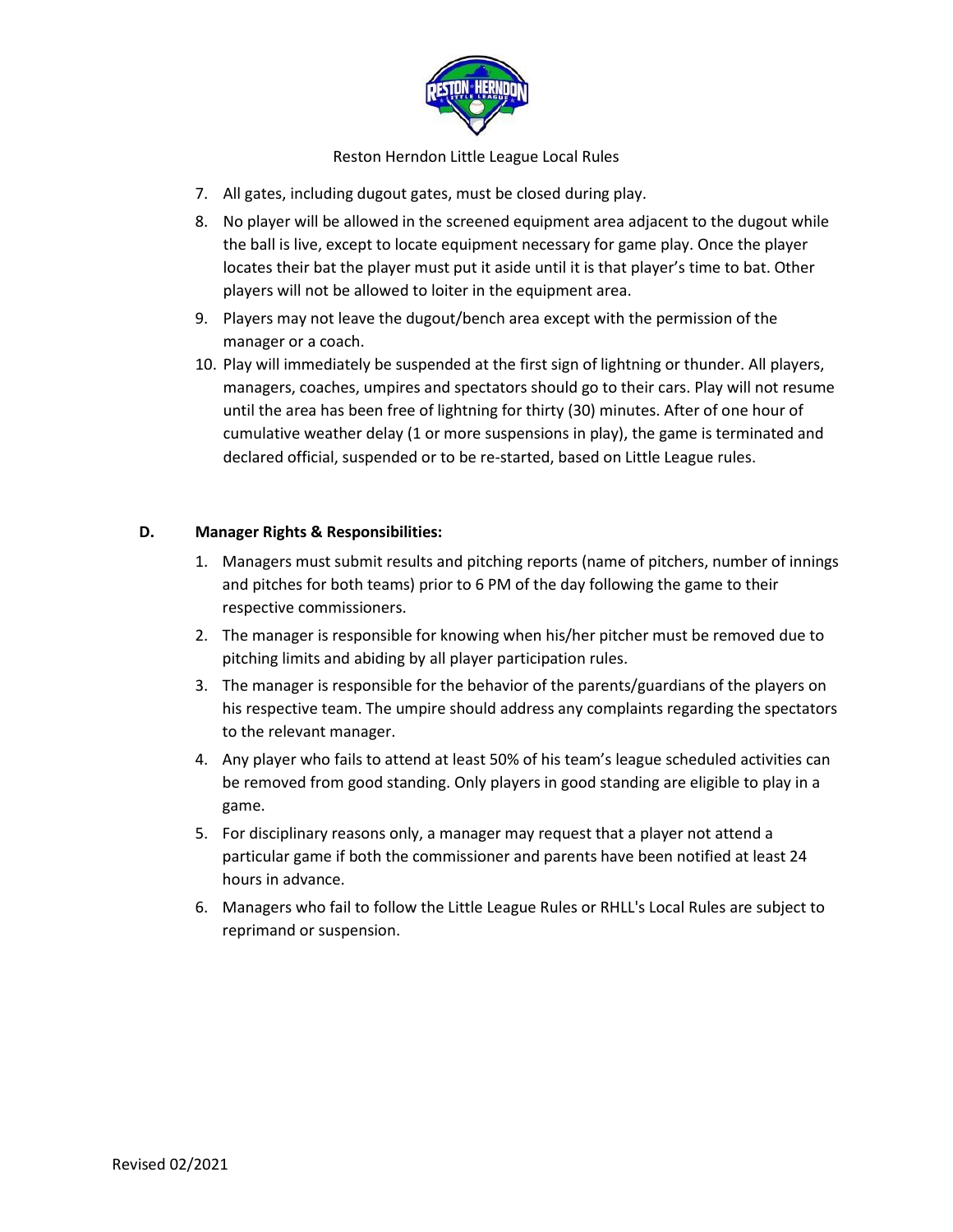7. All gates, including dugout gates, must be closed during play.
8. No player will be allowed in the screened equipment area adjacent to the dugout while the ball is live, except to locate equipment necessary for game play. Once the player locates their bat the player must put it aside until it is that player's time to bat. Other players will not be allowed to loiter in the equipment area.
9. Players may not leave the dugout/bench area except with the permission of the manager or a coach.
10. Play will immediately be suspended at the first sign of lightning or thunder. All players, managers, coaches, umpires and spectators should go to their cars. Play will not resume until the area has been free of lightning for thirty (30) minutes. After of one hour of cumulative weather delay (1 or more suspensions in play), the game is terminated and declared official, suspended or to be re-started, based on Little League rules.

**D. Manager Rights & Responsibilities:**

1. Managers must submit results and pitching reports (name of pitchers, number of innings and pitches for both teams) prior to 6 PM of the day following the game to their respective commissioners.
2. The manager is responsible for knowing when his/her pitcher must be removed due to pitching limits and abiding by all player participation rules.
3. The manager is responsible for the behavior of the parents/guardians of the players on his respective team. The umpire should address any complaints regarding the spectators to the relevant manager.
4. Any player who fails to attend at least 50% of his team's league scheduled activities can be removed from good standing. Only players in good standing are eligible to play in a game.
5. For disciplinary reasons only, a manager may request that a player not attend a particular game if both the commissioner and parents have been notified at least 24 hours in advance.
6. Managers who fail to follow the Little League Rules or RHLL's Local Rules are subject to reprimand or suspension.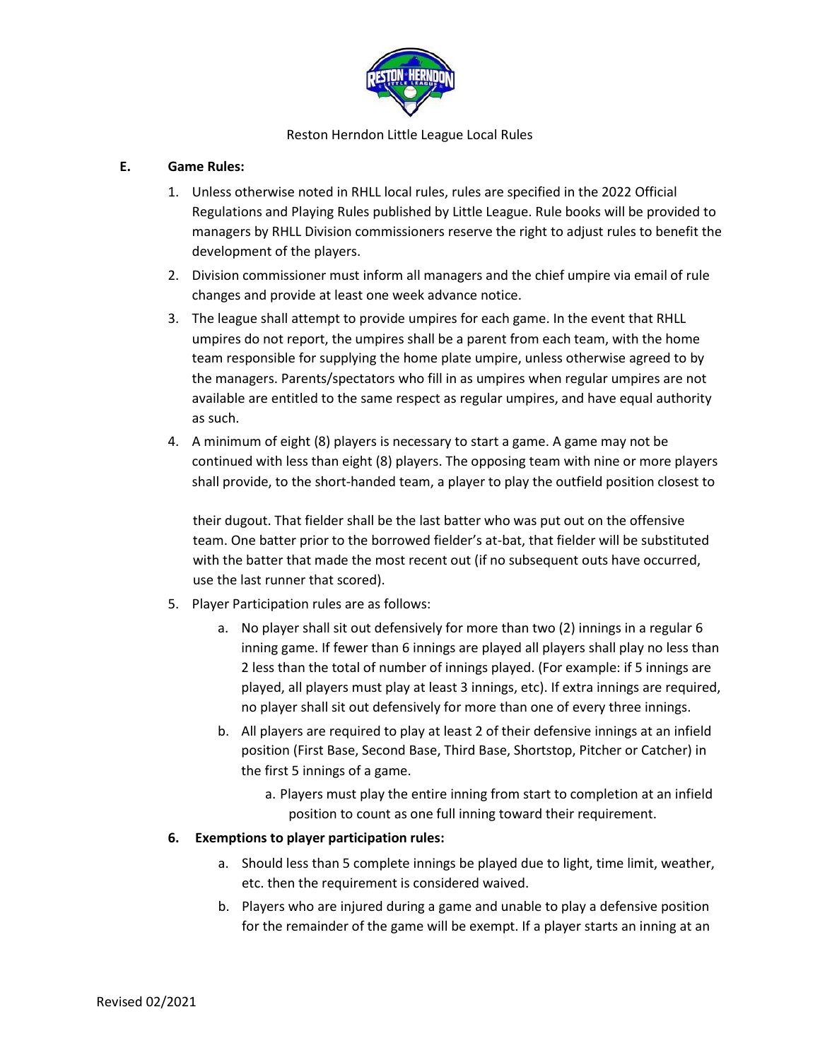Reston Herndon Little League Local Rules

**E. Game Rules:**

1. Unless otherwise noted in RHLL local rules, rules are specified in the 2022 Official Regulations and Playing Rules published by Little League. Rule books will be provided to managers by RHLL Division commissioners reserve the right to adjust rules to benefit the development of the players.
2. Division commissioner must inform all managers and the chief umpire via email of rule changes and provide at least one week advance notice.
3. The league shall attempt to provide umpires for each game. In the event that RHLL umpires do not report, the umpires shall be a parent from each team, with the home team responsible for supplying the home plate umpire, unless otherwise agreed to by the managers. Parents/spectators who fill in as umpires when regular umpires are not available are entitled to the same respect as regular umpires, and have equal authority as such.
4. A minimum of eight (8) players is necessary to start a game. A game may not be continued with less than eight (8) players. The opposing team with nine or more players shall provide, to the short-handed team, a player to play the outfield position closest to their dugout. That fielder shall be the last batter who was put out on the offensive team. One batter prior to the borrowed fielder's at-bat, that fielder will be substituted with the batter that made the most recent out (if no subsequent outs have occurred, use the last runner that scored).
5. Player Participation rules are as follows:
   a. No player shall sit out defensively for more than two (2) innings in a regular 6 inning game. If fewer than 6 innings are played all players shall play no less than 2 less than the total of number of innings played. (For example: if 5 innings are played, all players must play at least 3 innings, etc). If extra innings are required, no player shall sit out defensively for more than one of every three innings.
   b. All players are required to play at least 2 of their defensive innings at an infield position (First Base, Second Base, Third Base, Shortstop, Pitcher or Catcher) in the first 5 innings of a game.
      a. Players must play the entire inning from start to completion at an infield position to count as one full inning toward their requirement.

**6. Exemptions to player participation rules:**

   a. Should less than 5 complete innings be played due to light, time limit, weather, etc. then the requirement is considered waived.
   b. Players who are injured during a game and unable to play a defensive position for the remainder of the game will be exempt. If a player starts an inning at an

Revised 02/2021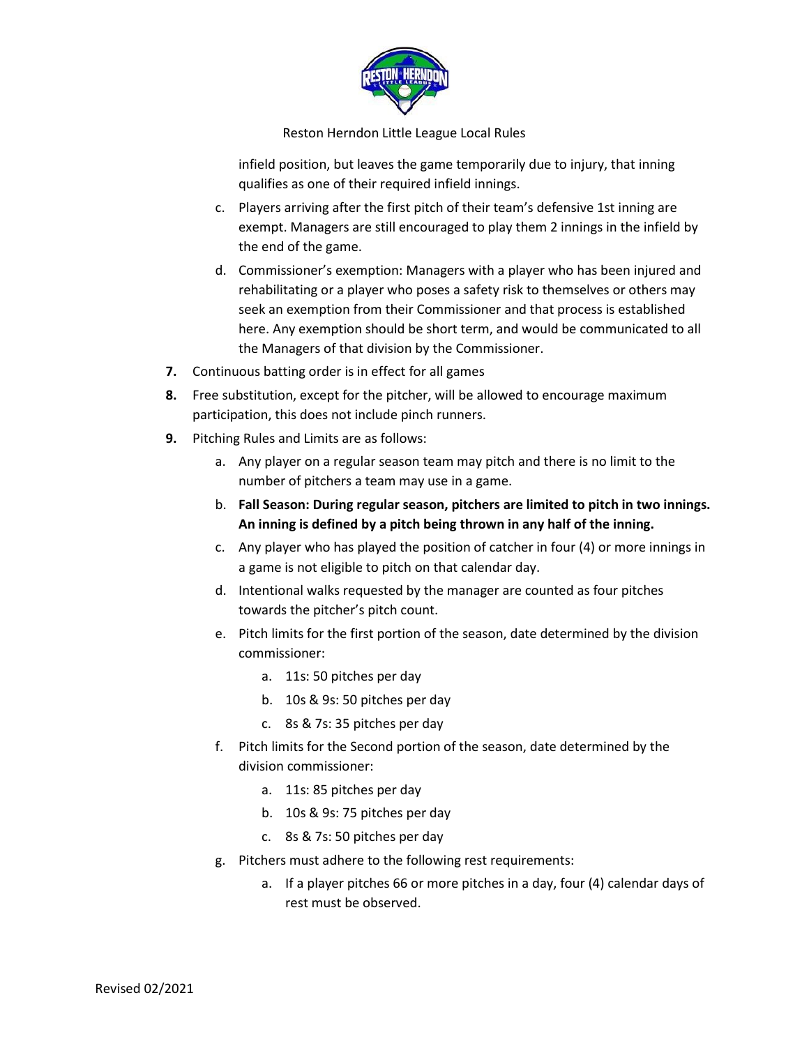infield position, but leaves the game temporarily due to injury, that inning qualifies as one of their required infield innings.

   c. Players arriving after the first pitch of their team's defensive 1st inning are exempt. Managers are still encouraged to play them 2 innings in the infield by the end of the game.
   d. Commissioner's exemption: Managers with a player who has been injured and rehabilitating or a player who poses a safety risk to themselves or others may seek an exemption from their Commissioner and that process is established here. Any exemption should be short term, and would be communicated to all the Managers of that division by the Commissioner.

**7.** Continuous batting order is in effect for all games

**8.** Free substitution, except for the pitcher, will be allowed to encourage maximum participation, this does not include pinch runners.

**9.** Pitching Rules and Limits are as follows:

   a. Any player on a regular season team may pitch and there is no limit to the number of pitchers a team may use in a game.
   b. **Fall Season: During regular season, pitchers are limited to pitch in two innings. An inning is defined by a pitch being thrown in any half of the inning.**
   c. Any player who has played the position of catcher in four (4) or more innings in a game is not eligible to pitch on that calendar day.
   d. Intentional walks requested by the manager are counted as four pitches towards the pitcher's pitch count.
   e. Pitch limits for the first portion of the season, date determined by the division commissioner:
      a. 11s: 50 pitches per day
      b. 10s & 9s: 50 pitches per day
      c. 8s & 7s: 35 pitches per day
   f. Pitch limits for the Second portion of the season, date determined by the division commissioner:
      a. 11s: 85 pitches per day
      b. 10s & 9s: 75 pitches per day
      c. 8s & 7s: 50 pitches per day
   g. Pitchers must adhere to the following rest requirements:
      a. If a player pitches 66 or more pitches in a day, four (4) calendar days of rest must be observed.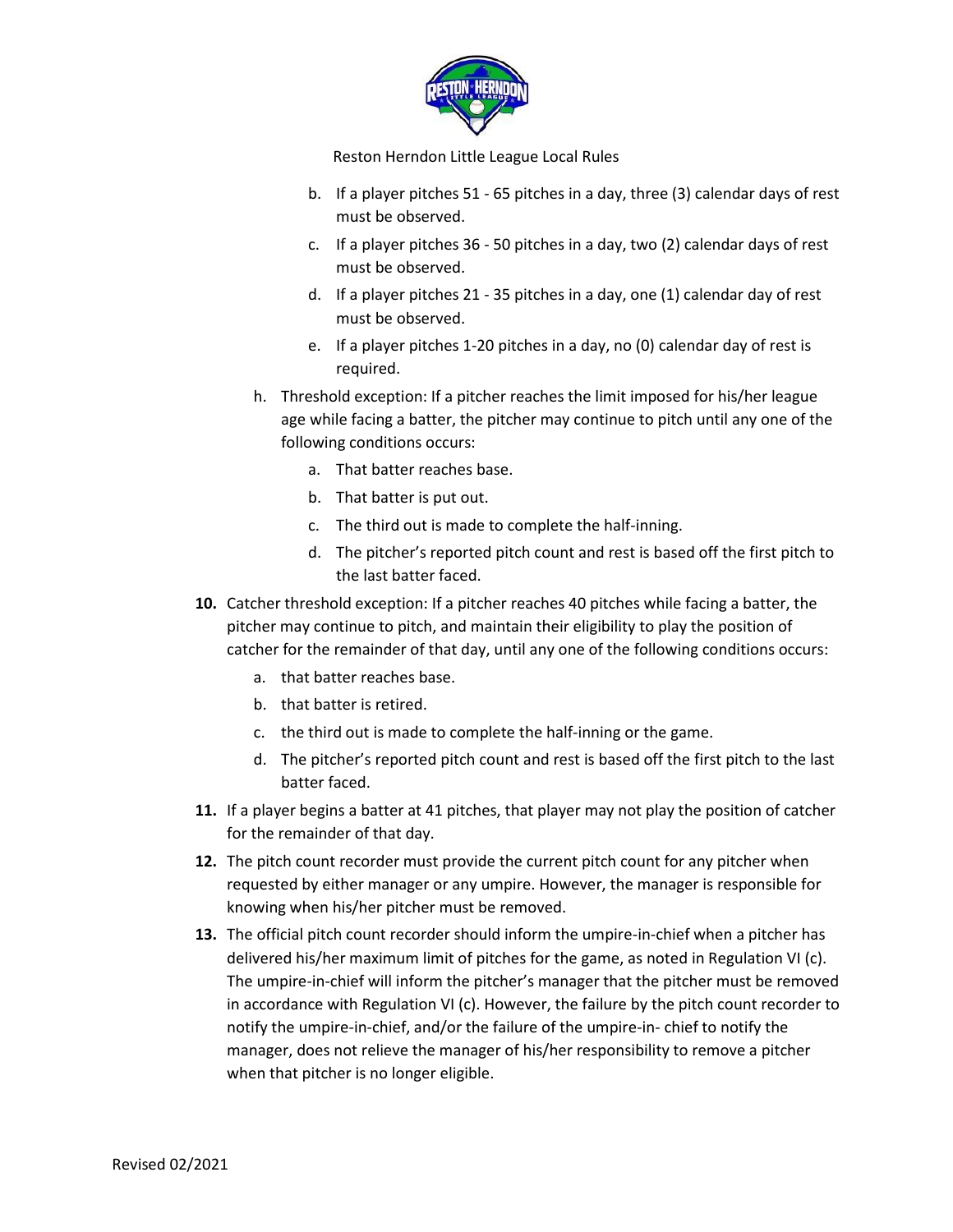b. If a player pitches 51 - 65 pitches in a day, three (3) calendar days of rest must be observed.

c. If a player pitches 36 - 50 pitches in a day, two (2) calendar days of rest must be observed.

d. If a player pitches 21 - 35 pitches in a day, one (1) calendar day of rest must be observed.

e. If a player pitches 1-20 pitches in a day, no (0) calendar day of rest is required.

h. Threshold exception: If a pitcher reaches the limit imposed for his/her league age while facing a batter, the pitcher may continue to pitch until any one of the following conditions occurs:

   a. That batter reaches base.
   b. That batter is put out.
   c. The third out is made to complete the half-inning.
   d. The pitcher's reported pitch count and rest is based off the first pitch to the last batter faced.

**10.** Catcher threshold exception: If a pitcher reaches 40 pitches while facing a batter, the pitcher may continue to pitch, and maintain their eligibility to play the position of catcher for the remainder of that day, until any one of the following conditions occurs:

   a. that batter reaches base.
   b. that batter is retired.
   c. the third out is made to complete the half-inning or the game.
   d. The pitcher's reported pitch count and rest is based off the first pitch to the last batter faced.

**11.** If a player begins a batter at 41 pitches, that player may not play the position of catcher for the remainder of that day.

**12.** The pitch count recorder must provide the current pitch count for any pitcher when requested by either manager or any umpire. However, the manager is responsible for knowing when his/her pitcher must be removed.

**13.** The official pitch count recorder should inform the umpire-in-chief when a pitcher has delivered his/her maximum limit of pitches for the game, as noted in Regulation VI (c). The umpire-in-chief will inform the pitcher's manager that the pitcher must be removed in accordance with Regulation VI (c). However, the failure by the pitch count recorder to notify the umpire-in-chief, and/or the failure of the umpire-in- chief to notify the manager, does not relieve the manager of his/her responsibility to remove a pitcher when that pitcher is no longer eligible.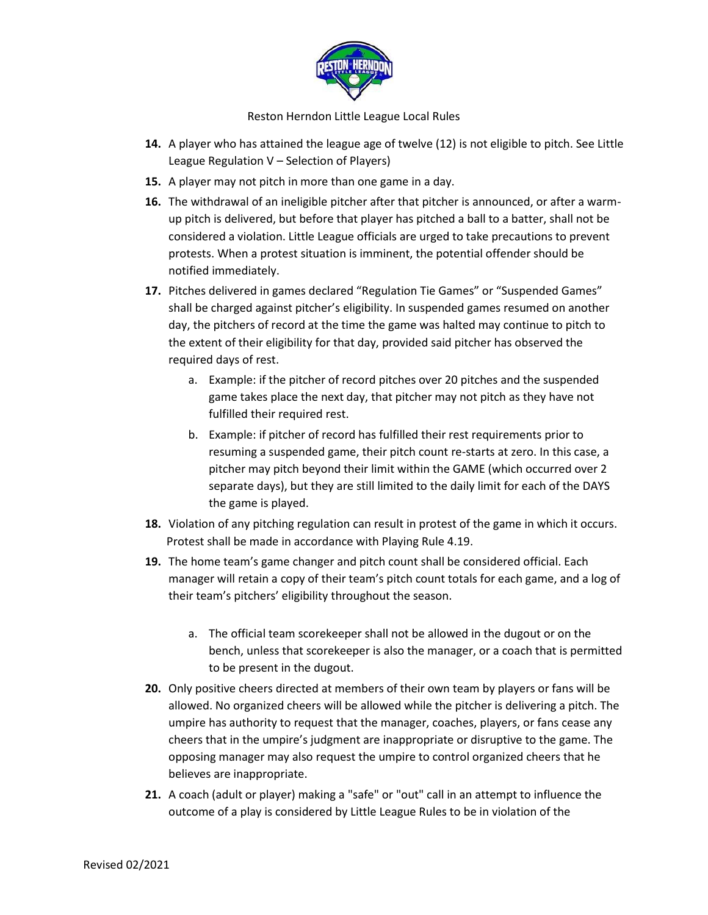14. A player who has attained the league age of twelve (12) is not eligible to pitch. See Little League Regulation V – Selection of Players)
15. A player may not pitch in more than one game in a day.
16. The withdrawal of an ineligible pitcher after that pitcher is announced, or after a warm-up pitch is delivered, but before that player has pitched a ball to a batter, shall not be considered a violation. Little League officials are urged to take precautions to prevent protests. When a protest situation is imminent, the potential offender should be notified immediately.
17. Pitches delivered in games declared "Regulation Tie Games" or "Suspended Games" shall be charged against pitcher's eligibility. In suspended games resumed on another day, the pitchers of record at the time the game was halted may continue to pitch to the extent of their eligibility for that day, provided said pitcher has observed the required days of rest.
    a. Example: if the pitcher of record pitches over 20 pitches and the suspended game takes place the next day, that pitcher may not pitch as they have not fulfilled their required rest.
    b. Example: if pitcher of record has fulfilled their rest requirements prior to resuming a suspended game, their pitch count re-starts at zero. In this case, a pitcher may pitch beyond their limit within the GAME (which occurred over 2 separate days), but they are still limited to the daily limit for each of the DAYS the game is played.
18. Violation of any pitching regulation can result in protest of the game in which it occurs. Protest shall be made in accordance with Playing Rule 4.19.
19. The home team's game changer and pitch count shall be considered official. Each manager will retain a copy of their team's pitch count totals for each game, and a log of their team's pitchers' eligibility throughout the season.
    a. The official team scorekeeper shall not be allowed in the dugout or on the bench, unless that scorekeeper is also the manager, or a coach that is permitted to be present in the dugout.
20. Only positive cheers directed at members of their own team by players or fans will be allowed. No organized cheers will be allowed while the pitcher is delivering a pitch. The umpire has authority to request that the manager, coaches, players, or fans cease any cheers that in the umpire's judgment are inappropriate or disruptive to the game. The opposing manager may also request the umpire to control organized cheers that he believes are inappropriate.
21. A coach (adult or player) making a "safe" or "out" call in an attempt to influence the outcome of a play is considered by Little League Rules to be in violation of the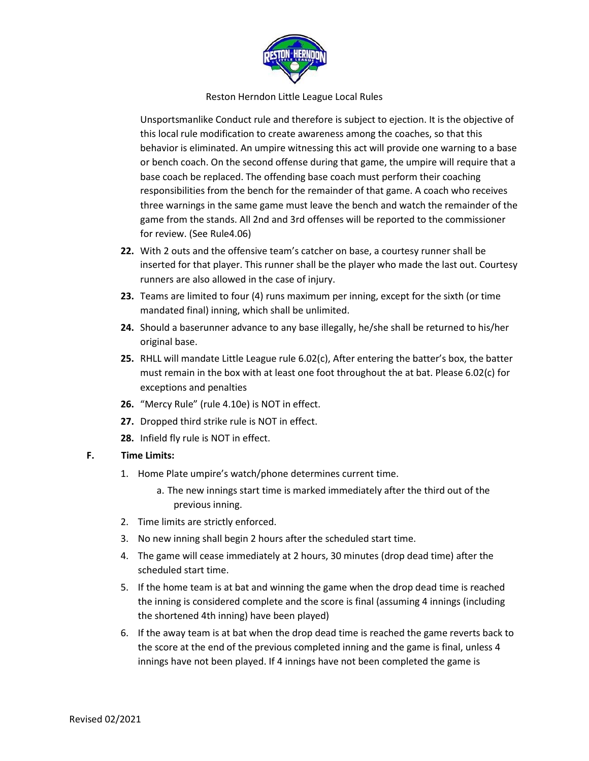Unsportsmanlike Conduct rule and therefore is subject to ejection. It is the objective of this local rule modification to create awareness among the coaches, so that this behavior is eliminated. An umpire witnessing this act will provide one warning to a base or bench coach. On the second offense during that game, the umpire will require that a base coach be replaced. The offending base coach must perform their coaching responsibilities from the bench for the remainder of that game. A coach who receives three warnings in the same game must leave the bench and watch the remainder of the game from the stands. All 2nd and 3rd offenses will be reported to the commissioner for review. (See Rule4.06)

22. With 2 outs and the offensive team's catcher on base, a courtesy runner shall be inserted for that player. This runner shall be the player who made the last out. Courtesy runners are also allowed in the case of injury.
23. Teams are limited to four (4) runs maximum per inning, except for the sixth (or time mandated final) inning, which shall be unlimited.
24. Should a baserunner advance to any base illegally, he/she shall be returned to his/her original base.
25. RHLL will mandate Little League rule 6.02(c), After entering the batter's box, the batter must remain in the box with at least one foot throughout the at bat. Please 6.02(c) for exceptions and penalties
26. "Mercy Rule" (rule 4.10e) is NOT in effect.
27. Dropped third strike rule is NOT in effect.
28. Infield fly rule is NOT in effect.

**F. Time Limits:**

1. Home Plate umpire's watch/phone determines current time.
   a. The new innings start time is marked immediately after the third out of the previous inning.
2. Time limits are strictly enforced.
3. No new inning shall begin 2 hours after the scheduled start time.
4. The game will cease immediately at 2 hours, 30 minutes (drop dead time) after the scheduled start time.
5. If the home team is at bat and winning the game when the drop dead time is reached the inning is considered complete and the score is final (assuming 4 innings (including the shortened 4th inning) have been played)
6. If the away team is at bat when the drop dead time is reached the game reverts back to the score at the end of the previous completed inning and the game is final, unless 4 innings have not been played. If 4 innings have not been completed the game is

Revised 02/2021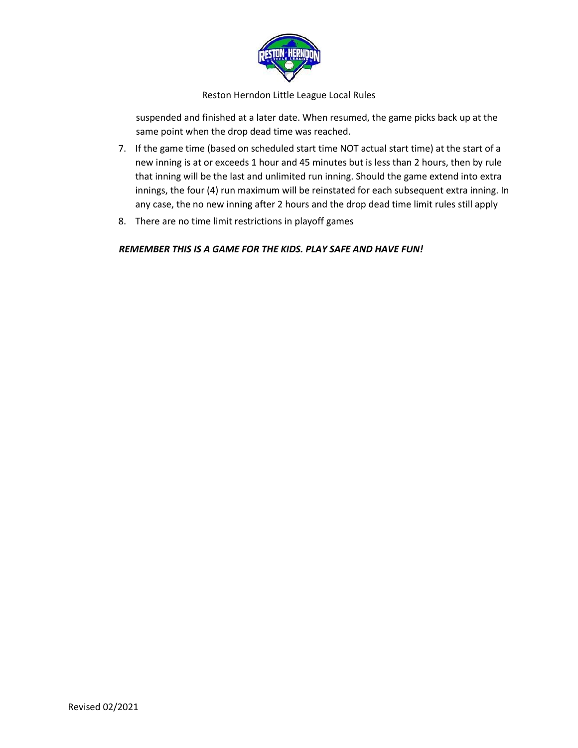suspended and finished at a later date. When resumed, the game picks back up at the same point when the drop dead time was reached.

7. If the game time (based on scheduled start time NOT actual start time) at the start of a new inning is at or exceeds 1 hour and 45 minutes but is less than 2 hours, then by rule that inning will be the last and unlimited run inning. Should the game extend into extra innings, the four (4) run maximum will be reinstated for each subsequent extra inning. In any case, the no new inning after 2 hours and the drop dead time limit rules still apply
8. There are no time limit restrictions in playoff games

***REMEMBER THIS IS A GAME FOR THE KIDS. PLAY SAFE AND HAVE FUN!***